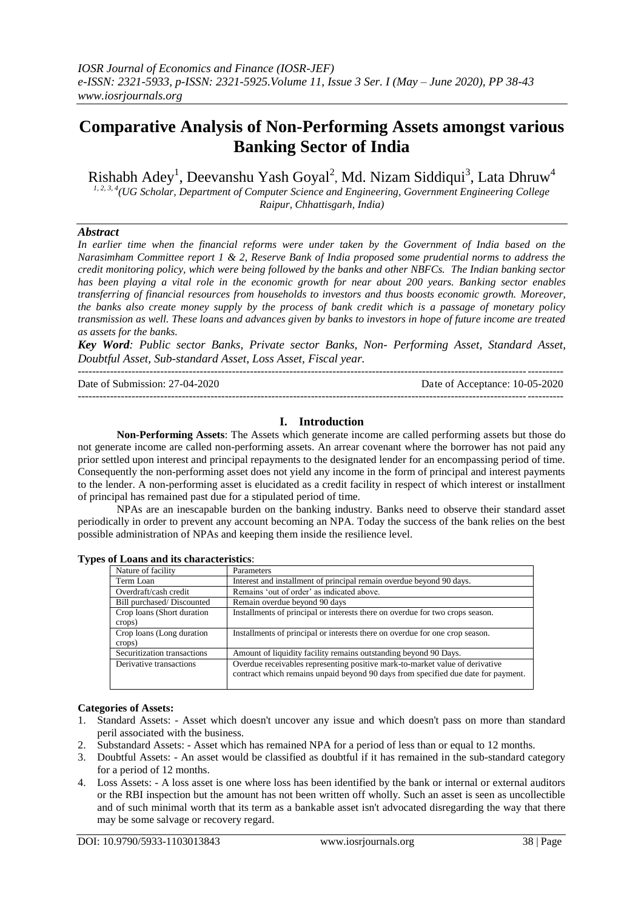# Comparative Analysis of Non-Performing Assets amongst various Banking Sector of India

Rishabh Adey[1], Deevanshu Yash Goyal[2], Md. Nizam Siddiqui[3], Lata Dhruw[4]

[1, 2, 3, 4](UG Scholar, Department of Computer Science and Engineering, Government Engineering College Raipur, Chhattisgarh, India)

## *Abstract*

*In earlier time when the financial reforms were under taken by the Government of India based on the Narasimham Committee report 1 & 2, Reserve Bank of India proposed some prudential norms to address the credit monitoring policy, which were being followed by the banks and other NBFCs. The Indian banking sector has been playing a vital role in the economic growth for near about 200 years. Banking sector enables transferring of financial resources from households to investors and thus boosts economic growth. Moreover, the banks also create money supply by the process of bank credit which is a passage of monetary policy transmission as well. These loans and advances given by banks to investors in hope of future income are treated as assets for the banks.*

***Key Word****: Public sector Banks, Private sector Banks, Non- Performing Asset, Standard Asset, Doubtful Asset, Sub-standard Asset, Loss Asset, Fiscal year.*

Date of Submission: 27-04-2020 | Date of Acceptance: 10-05-2020

## I. Introduction

**Non-Performing Assets**: The Assets which generate income are called performing assets but those do not generate income are called non-performing assets. An arrear covenant where the borrower has not paid any prior settled upon interest and principal repayments to the designated lender for an encompassing period of time. Consequently the non-performing asset does not yield any income in the form of principal and interest payments to the lender. A non-performing asset is elucidated as a credit facility in respect of which interest or installment of principal has remained past due for a stipulated period of time.

NPAs are an inescapable burden on the banking industry. Banks need to observe their standard asset periodically in order to prevent any account becoming an NPA. Today the success of the bank relies on the best possible administration of NPAs and keeping them inside the resilience level.

**Types of Loans and its characteristics**:

| Nature of facility | Parameters |
|---|---|
| Term Loan | Interest and installment of principal remain overdue beyond 90 days. |
| Overdraft/cash credit | Remains 'out of order' as indicated above. |
| Bill purchased/ Discounted | Remain overdue beyond 90 days |
| Crop loans (Short duration crops) | Installments of principal or interests there on overdue for two crops season. |
| Crop loans (Long duration crops) | Installments of principal or interests there on overdue for one crop season. |
| Securitization transactions | Amount of liquidity facility remains outstanding beyond 90 Days. |
| Derivative transactions | Overdue receivables representing positive mark-to-market value of derivative contract which remains unpaid beyond 90 days from specified due date for payment. |

**Categories of Assets:**

1. Standard Assets: - Asset which doesn't uncover any issue and which doesn't pass on more than standard peril associated with the business.
2. Substandard Assets: - Asset which has remained NPA for a period of less than or equal to 12 months.
3. Doubtful Assets: - An asset would be classified as doubtful if it has remained in the sub-standard category for a period of 12 months.
4. Loss Assets: - A loss asset is one where loss has been identified by the bank or internal or external auditors or the RBI inspection but the amount has not been written off wholly. Such an asset is seen as uncollectible and of such minimal worth that its term as a bankable asset isn't advocated disregarding the way that there may be some salvage or recovery regard.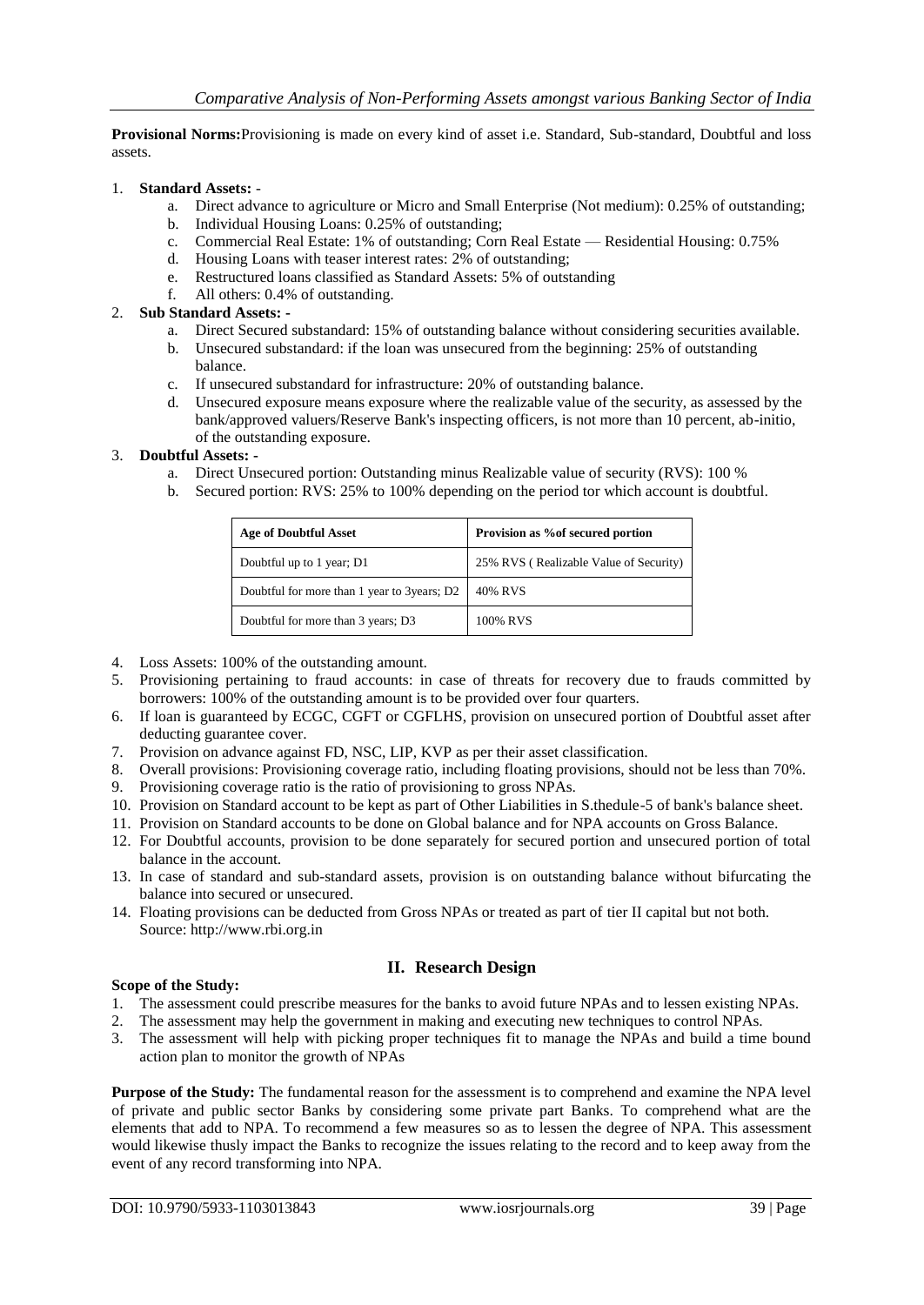**Provisional Norms:**Provisioning is made on every kind of asset i.e. Standard, Sub-standard, Doubtful and loss assets.

1. **Standard Assets:** -
   a. Direct advance to agriculture or Micro and Small Enterprise (Not medium): 0.25% of outstanding;
   b. Individual Housing Loans: 0.25% of outstanding;
   c. Commercial Real Estate: 1% of outstanding; Corn Real Estate — Residential Housing: 0.75%
   d. Housing Loans with teaser interest rates: 2% of outstanding;
   e. Restructured loans classified as Standard Assets: 5% of outstanding
   f. All others: 0.4% of outstanding.
2. **Sub Standard Assets: -**
   a. Direct Secured substandard: 15% of outstanding balance without considering securities available.
   b. Unsecured substandard: if the loan was unsecured from the beginning: 25% of outstanding balance.
   c. If unsecured substandard for infrastructure: 20% of outstanding balance.
   d. Unsecured exposure means exposure where the realizable value of the security, as assessed by the bank/approved valuers/Reserve Bank's inspecting officers, is not more than 10 percent, ab-initio, of the outstanding exposure.
3. **Doubtful Assets: -**
   a. Direct Unsecured portion: Outstanding minus Realizable value of security (RVS): 100 %
   b. Secured portion: RVS: 25% to 100% depending on the period tor which account is doubtful.

| Age of Doubtful Asset | Provision as %of secured portion |
|---|---|
| Doubtful up to 1 year; D1 | 25% RVS ( Realizable Value of Security) |
| Doubtful for more than 1 year to 3years; D2 | 40% RVS |
| Doubtful for more than 3 years; D3 | 100% RVS |

4. Loss Assets: 100% of the outstanding amount.
5. Provisioning pertaining to fraud accounts: in case of threats for recovery due to frauds committed by borrowers: 100% of the outstanding amount is to be provided over four quarters.
6. If loan is guaranteed by ECGC, CGFT or CGFLHS, provision on unsecured portion of Doubtful asset after deducting guarantee cover.
7. Provision on advance against FD, NSC, LIP, KVP as per their asset classification.
8. Overall provisions: Provisioning coverage ratio, including floating provisions, should not be less than 70%.
9. Provisioning coverage ratio is the ratio of provisioning to gross NPAs.
10. Provision on Standard account to be kept as part of Other Liabilities in S.thedule-5 of bank's balance sheet.
11. Provision on Standard accounts to be done on Global balance and for NPA accounts on Gross Balance.
12. For Doubtful accounts, provision to be done separately for secured portion and unsecured portion of total balance in the account.
13. In case of standard and sub-standard assets, provision is on outstanding balance without bifurcating the balance into secured or unsecured.
14. Floating provisions can be deducted from Gross NPAs or treated as part of tier II capital but not both.
    Source: http://www.rbi.org.in

## II. Research Design

**Scope of the Study:**

1. The assessment could prescribe measures for the banks to avoid future NPAs and to lessen existing NPAs.
2. The assessment may help the government in making and executing new techniques to control NPAs.
3. The assessment will help with picking proper techniques fit to manage the NPAs and build a time bound action plan to monitor the growth of NPAs

**Purpose of the Study:** The fundamental reason for the assessment is to comprehend and examine the NPA level of private and public sector Banks by considering some private part Banks. To comprehend what are the elements that add to NPA. To recommend a few measures so as to lessen the degree of NPA. This assessment would likewise thusly impact the Banks to recognize the issues relating to the record and to keep away from the event of any record transforming into NPA.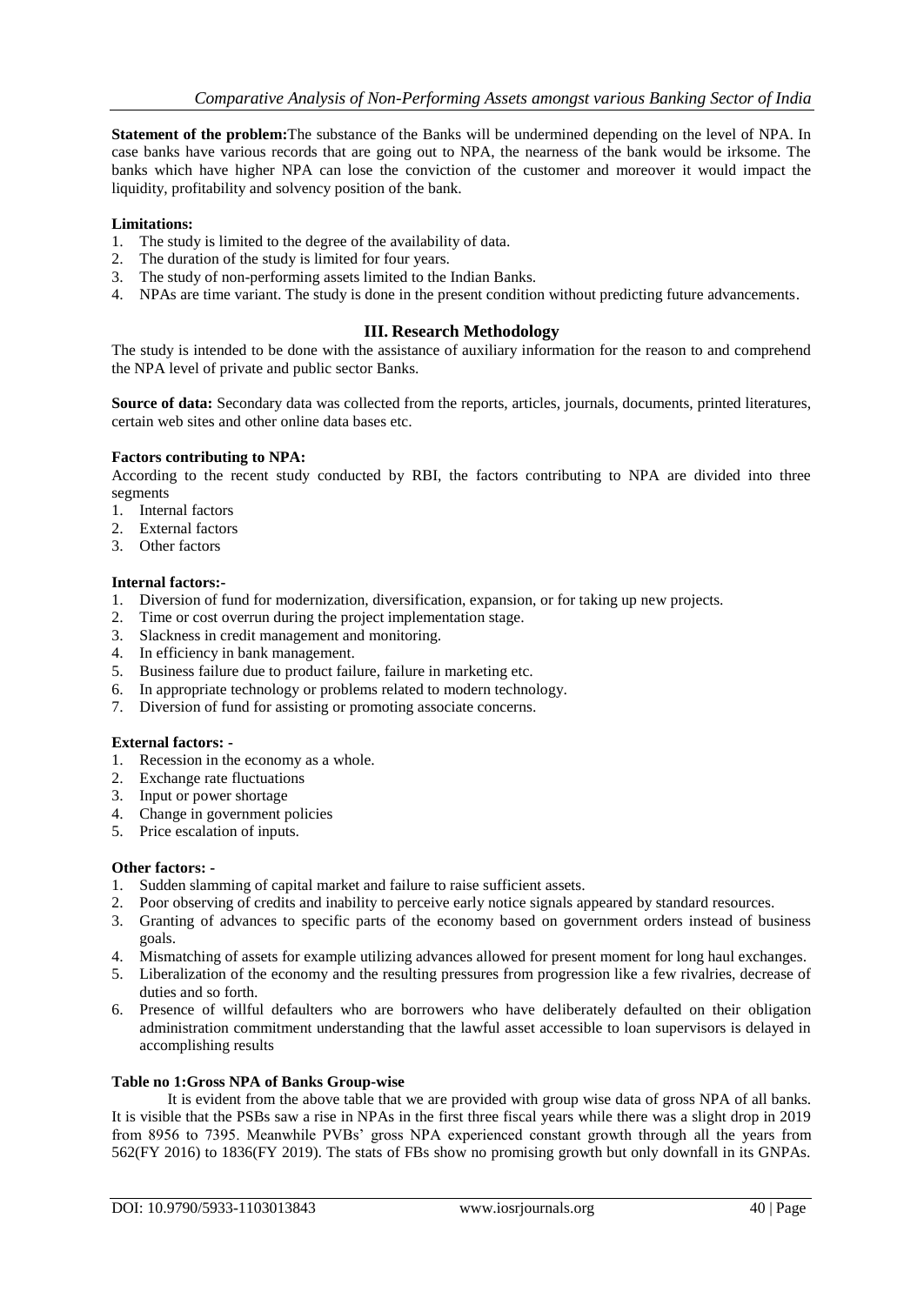**Statement of the problem:**The substance of the Banks will be undermined depending on the level of NPA. In case banks have various records that are going out to NPA, the nearness of the bank would be irksome. The banks which have higher NPA can lose the conviction of the customer and moreover it would impact the liquidity, profitability and solvency position of the bank.

**Limitations:**

1. The study is limited to the degree of the availability of data.
2. The duration of the study is limited for four years.
3. The study of non-performing assets limited to the Indian Banks.
4. NPAs are time variant. The study is done in the present condition without predicting future advancements.

## III. Research Methodology

The study is intended to be done with the assistance of auxiliary information for the reason to and comprehend the NPA level of private and public sector Banks.

**Source of data:** Secondary data was collected from the reports, articles, journals, documents, printed literatures, certain web sites and other online data bases etc.

**Factors contributing to NPA:**

According to the recent study conducted by RBI, the factors contributing to NPA are divided into three segments

1. Internal factors
2. External factors
3. Other factors

**Internal factors:-**

1. Diversion of fund for modernization, diversification, expansion, or for taking up new projects.
2. Time or cost overrun during the project implementation stage.
3. Slackness in credit management and monitoring.
4. In efficiency in bank management.
5. Business failure due to product failure, failure in marketing etc.
6. In appropriate technology or problems related to modern technology.
7. Diversion of fund for assisting or promoting associate concerns.

**External factors: -**

1. Recession in the economy as a whole.
2. Exchange rate fluctuations
3. Input or power shortage
4. Change in government policies
5. Price escalation of inputs.

**Other factors: -**

1. Sudden slamming of capital market and failure to raise sufficient assets.
2. Poor observing of credits and inability to perceive early notice signals appeared by standard resources.
3. Granting of advances to specific parts of the economy based on government orders instead of business goals.
4. Mismatching of assets for example utilizing advances allowed for present moment for long haul exchanges.
5. Liberalization of the economy and the resulting pressures from progression like a few rivalries, decrease of duties and so forth.
6. Presence of willful defaulters who are borrowers who have deliberately defaulted on their obligation administration commitment understanding that the lawful asset accessible to loan supervisors is delayed in accomplishing results

**Table no 1:Gross NPA of Banks Group-wise**

It is evident from the above table that we are provided with group wise data of gross NPA of all banks. It is visible that the PSBs saw a rise in NPAs in the first three fiscal years while there was a slight drop in 2019 from 8956 to 7395. Meanwhile PVBs' gross NPA experienced constant growth through all the years from 562(FY 2016) to 1836(FY 2019). The stats of FBs show no promising growth but only downfall in its GNPAs.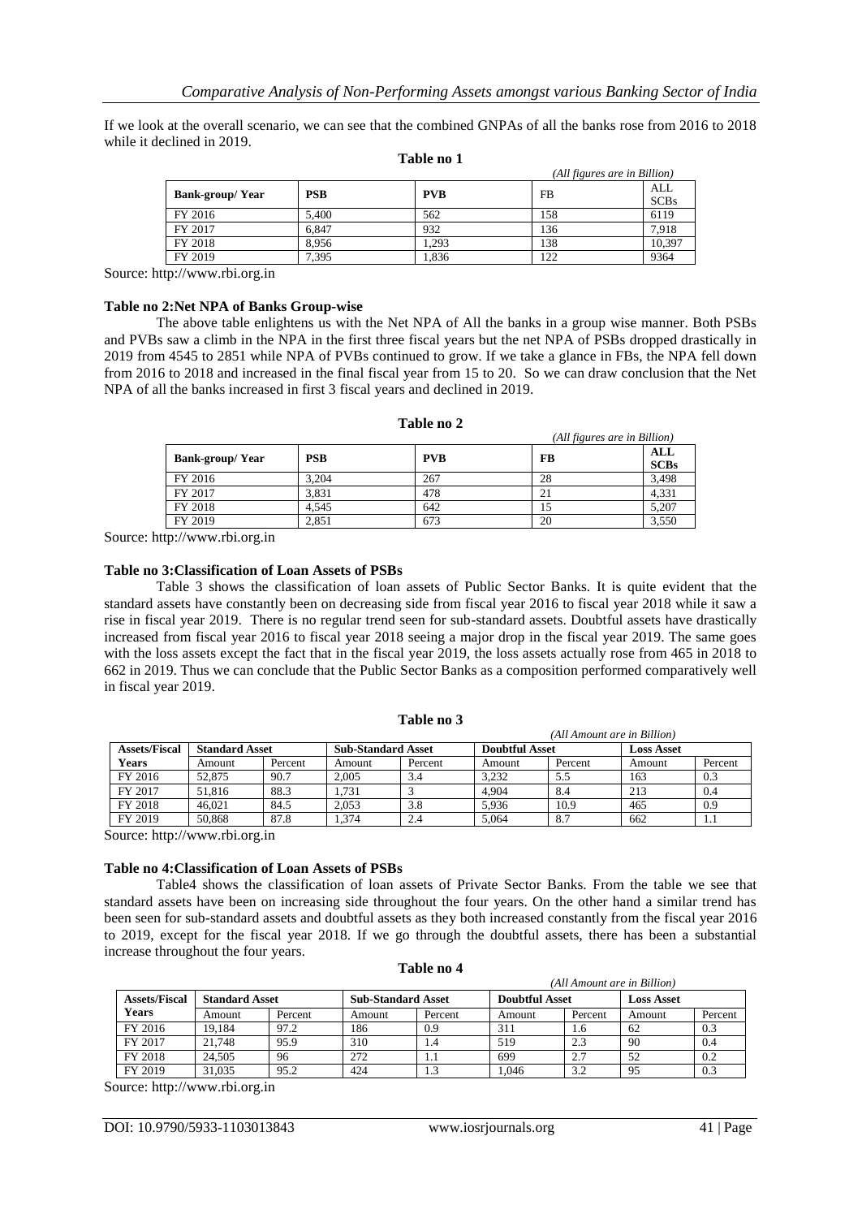If we look at the overall scenario, we can see that the combined GNPAs of all the banks rose from 2016 to 2018 while it declined in 2019.

**Table no 1**

*(All figures are in Billion)*

| Bank-group/ Year | PSB | PVB | FB | ALL SCBs |
|---|---|---|---|---|
| FY 2016 | 5,400 | 562 | 158 | 6119 |
| FY 2017 | 6,847 | 932 | 136 | 7,918 |
| FY 2018 | 8,956 | 1,293 | 138 | 10,397 |
| FY 2019 | 7,395 | 1,836 | 122 | 9364 |

Source: http://www.rbi.org.in

**Table no 2:Net NPA of Banks Group-wise**

The above table enlightens us with the Net NPA of All the banks in a group wise manner. Both PSBs and PVBs saw a climb in the NPA in the first three fiscal years but the net NPA of PSBs dropped drastically in 2019 from 4545 to 2851 while NPA of PVBs continued to grow. If we take a glance in FBs, the NPA fell down from 2016 to 2018 and increased in the final fiscal year from 15 to 20. So we can draw conclusion that the Net NPA of all the banks increased in first 3 fiscal years and declined in 2019.

**Table no 2**

*(All figures are in Billion)*

| Bank-group/ Year | PSB | PVB | FB | ALL SCBs |
|---|---|---|---|---|
| FY 2016 | 3,204 | 267 | 28 | 3,498 |
| FY 2017 | 3,831 | 478 | 21 | 4,331 |
| FY 2018 | 4,545 | 642 | 15 | 5,207 |
| FY 2019 | 2,851 | 673 | 20 | 3,550 |

Source: http://www.rbi.org.in

**Table no 3:Classification of Loan Assets of PSBs**

Table 3 shows the classification of loan assets of Public Sector Banks. It is quite evident that the standard assets have constantly been on decreasing side from fiscal year 2016 to fiscal year 2018 while it saw a rise in fiscal year 2019. There is no regular trend seen for sub-standard assets. Doubtful assets have drastically increased from fiscal year 2016 to fiscal year 2018 seeing a major drop in the fiscal year 2019. The same goes with the loss assets except the fact that in the fiscal year 2019, the loss assets actually rose from 465 in 2018 to 662 in 2019. Thus we can conclude that the Public Sector Banks as a composition performed comparatively well in fiscal year 2019.

**Table no 3**

*(All Amount are in Billion)*

| Assets/Fiscal Years | Standard Asset | | Sub-Standard Asset | | Doubtful Asset | | Loss Asset | |
|---|---|---|---|---|---|---|---|---|
| | Amount | Percent | Amount | Percent | Amount | Percent | Amount | Percent |
| FY 2016 | 52,875 | 90.7 | 2,005 | 3.4 | 3,232 | 5.5 | 163 | 0.3 |
| FY 2017 | 51,816 | 88.3 | 1,731 | 3 | 4,904 | 8.4 | 213 | 0.4 |
| FY 2018 | 46,021 | 84.5 | 2,053 | 3.8 | 5,936 | 10.9 | 465 | 0.9 |
| FY 2019 | 50,868 | 87.8 | 1,374 | 2.4 | 5,064 | 8.7 | 662 | 1.1 |

Source: http://www.rbi.org.in

**Table no 4:Classification of Loan Assets of PSBs**

Table4 shows the classification of loan assets of Private Sector Banks. From the table we see that standard assets have been on increasing side throughout the four years. On the other hand a similar trend has been seen for sub-standard assets and doubtful assets as they both increased constantly from the fiscal year 2016 to 2019, except for the fiscal year 2018. If we go through the doubtful assets, there has been a substantial increase throughout the four years.

**Table no 4**

*(All Amount are in Billion)*

| Assets/Fiscal Years | Standard Asset | | Sub-Standard Asset | | Doubtful Asset | | Loss Asset | |
|---|---|---|---|---|---|---|---|---|
| | Amount | Percent | Amount | Percent | Amount | Percent | Amount | Percent |
| FY 2016 | 19,184 | 97.2 | 186 | 0.9 | 311 | 1.6 | 62 | 0.3 |
| FY 2017 | 21,748 | 95.9 | 310 | 1.4 | 519 | 2.3 | 90 | 0.4 |
| FY 2018 | 24,505 | 96 | 272 | 1.1 | 699 | 2.7 | 52 | 0.2 |
| FY 2019 | 31,035 | 95.2 | 424 | 1.3 | 1,046 | 3.2 | 95 | 0.3 |

Source: http://www.rbi.org.in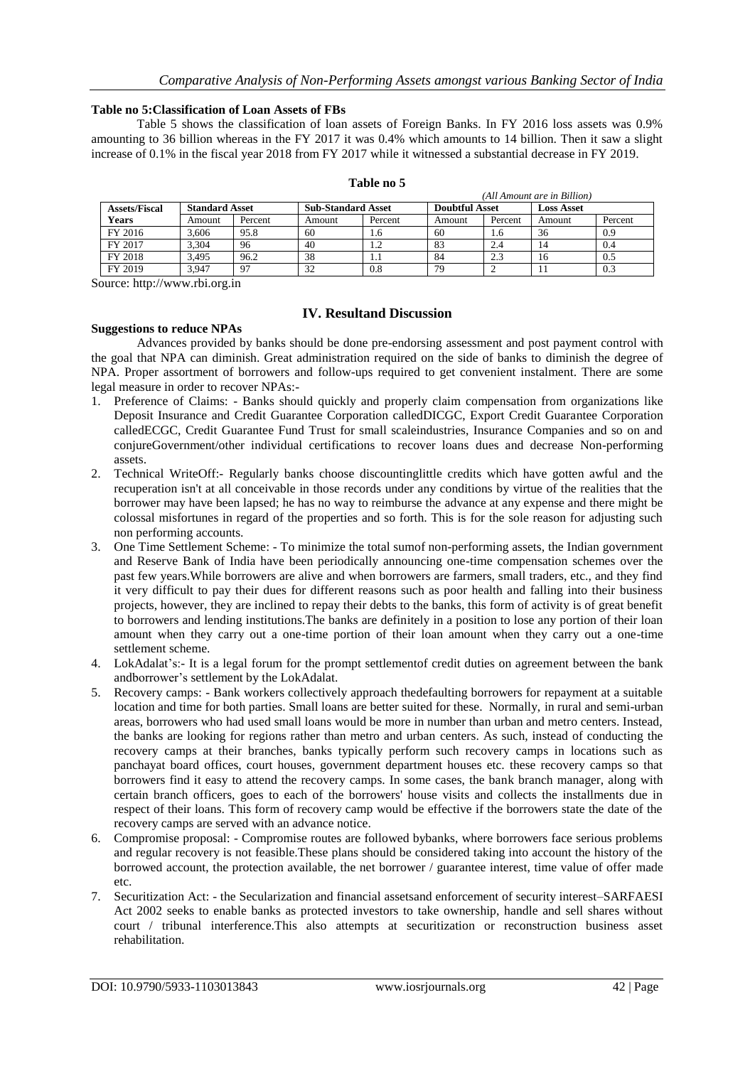### Table no 5:Classification of Loan Assets of FBs

Table 5 shows the classification of loan assets of Foreign Banks. In FY 2016 loss assets was 0.9% amounting to 36 billion whereas in the FY 2017 it was 0.4% which amounts to 14 billion. Then it saw a slight increase of 0.1% in the fiscal year 2018 from FY 2017 while it witnessed a substantial decrease in FY 2019.

**Table no 5**

*(All Amount are in Billion)*

| Assets/Fiscal | Standard Asset | | Sub-Standard Asset | | Doubtful Asset | | Loss Asset | |
|---|---|---|---|---|---|---|---|---|
| Years | Amount | Percent | Amount | Percent | Amount | Percent | Amount | Percent |
| FY 2016 | 3,606 | 95.8 | 60 | 1.6 | 60 | 1.6 | 36 | 0.9 |
| FY 2017 | 3,304 | 96 | 40 | 1.2 | 83 | 2.4 | 14 | 0.4 |
| FY 2018 | 3,495 | 96.2 | 38 | 1.1 | 84 | 2.3 | 16 | 0.5 |
| FY 2019 | 3,947 | 97 | 32 | 0.8 | 79 | 2 | 11 | 0.3 |

Source: http://www.rbi.org.in

## IV. Resultand Discussion

### Suggestions to reduce NPAs

Advances provided by banks should be done pre-endorsing assessment and post payment control with the goal that NPA can diminish. Great administration required on the side of banks to diminish the degree of NPA. Proper assortment of borrowers and follow-ups required to get convenient instalment. There are some legal measure in order to recover NPAs:-

1. Preference of Claims: - Banks should quickly and properly claim compensation from organizations like Deposit Insurance and Credit Guarantee Corporation calledDICGC, Export Credit Guarantee Corporation calledECGC, Credit Guarantee Fund Trust for small scaleindustries, Insurance Companies and so on and conjureGovernment/other individual certifications to recover loans dues and decrease Non-performing assets.
2. Technical WriteOff:- Regularly banks choose discountinglittle credits which have gotten awful and the recuperation isn't at all conceivable in those records under any conditions by virtue of the realities that the borrower may have been lapsed; he has no way to reimburse the advance at any expense and there might be colossal misfortunes in regard of the properties and so forth. This is for the sole reason for adjusting such non performing accounts.
3. One Time Settlement Scheme: - To minimize the total sumof non-performing assets, the Indian government and Reserve Bank of India have been periodically announcing one-time compensation schemes over the past few years.While borrowers are alive and when borrowers are farmers, small traders, etc., and they find it very difficult to pay their dues for different reasons such as poor health and falling into their business projects, however, they are inclined to repay their debts to the banks, this form of activity is of great benefit to borrowers and lending institutions.The banks are definitely in a position to lose any portion of their loan amount when they carry out a one-time portion of their loan amount when they carry out a one-time settlement scheme.
4. LokAdalat's:- It is a legal forum for the prompt settlementof credit duties on agreement between the bank andborrower's settlement by the LokAdalat.
5. Recovery camps: - Bank workers collectively approach thedefaulting borrowers for repayment at a suitable location and time for both parties. Small loans are better suited for these. Normally, in rural and semi-urban areas, borrowers who had used small loans would be more in number than urban and metro centers. Instead, the banks are looking for regions rather than metro and urban centers. As such, instead of conducting the recovery camps at their branches, banks typically perform such recovery camps in locations such as panchayat board offices, court houses, government department houses etc. these recovery camps so that borrowers find it easy to attend the recovery camps. In some cases, the bank branch manager, along with certain branch officers, goes to each of the borrowers' house visits and collects the installments due in respect of their loans. This form of recovery camp would be effective if the borrowers state the date of the recovery camps are served with an advance notice.
6. Compromise proposal: - Compromise routes are followed bybanks, where borrowers face serious problems and regular recovery is not feasible.These plans should be considered taking into account the history of the borrowed account, the protection available, the net borrower / guarantee interest, time value of offer made etc.
7. Securitization Act: - the Secularization and financial assetsand enforcement of security interest–SARFAESI Act 2002 seeks to enable banks as protected investors to take ownership, handle and sell shares without court / tribunal interference.This also attempts at securitization or reconstruction business asset rehabilitation.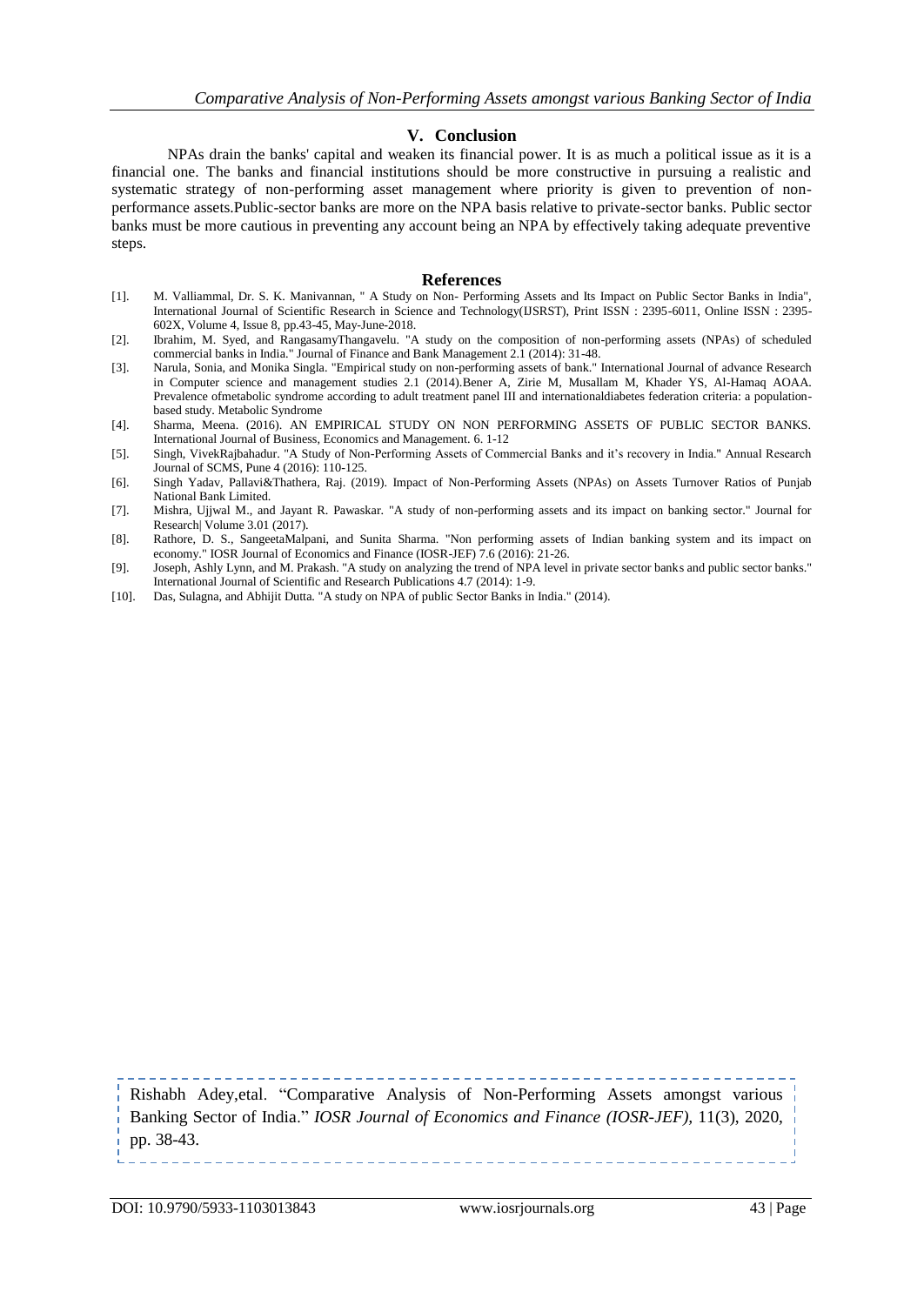## V. Conclusion

NPAs drain the banks' capital and weaken its financial power. It is as much a political issue as it is a financial one. The banks and financial institutions should be more constructive in pursuing a realistic and systematic strategy of non-performing asset management where priority is given to prevention of non-performance assets.Public-sector banks are more on the NPA basis relative to private-sector banks. Public sector banks must be more cautious in preventing any account being an NPA by effectively taking adequate preventive steps.

## References

[1]. M. Valliammal, Dr. S. K. Manivannan, " A Study on Non- Performing Assets and Its Impact on Public Sector Banks in India", International Journal of Scientific Research in Science and Technology(IJSRST), Print ISSN : 2395-6011, Online ISSN : 2395-602X, Volume 4, Issue 8, pp.43-45, May-June-2018.

[2]. Ibrahim, M. Syed, and RangasamyThangavelu. "A study on the composition of non-performing assets (NPAs) of scheduled commercial banks in India." Journal of Finance and Bank Management 2.1 (2014): 31-48.

[3]. Narula, Sonia, and Monika Singla. "Empirical study on non-performing assets of bank." International Journal of advance Research in Computer science and management studies 2.1 (2014).Bener A, Zirie M, Musallam M, Khader YS, Al-Hamaq AOAA. Prevalence ofmetabolic syndrome according to adult treatment panel III and internationaldiabetes federation criteria: a population-based study. Metabolic Syndrome

[4]. Sharma, Meena. (2016). AN EMPIRICAL STUDY ON NON PERFORMING ASSETS OF PUBLIC SECTOR BANKS. International Journal of Business, Economics and Management. 6. 1-12

[5]. Singh, VivekRajbahadur. "A Study of Non-Performing Assets of Commercial Banks and it's recovery in India." Annual Research Journal of SCMS, Pune 4 (2016): 110-125.

[6]. Singh Yadav, Pallavi&Thathera, Raj. (2019). Impact of Non-Performing Assets (NPAs) on Assets Turnover Ratios of Punjab National Bank Limited.

[7]. Mishra, Ujjwal M., and Jayant R. Pawaskar. "A study of non-performing assets and its impact on banking sector." Journal for Research| Volume 3.01 (2017).

[8]. Rathore, D. S., SangeetaMalpani, and Sunita Sharma. "Non performing assets of Indian banking system and its impact on economy." IOSR Journal of Economics and Finance (IOSR-JEF) 7.6 (2016): 21-26.

[9]. Joseph, Ashly Lynn, and M. Prakash. "A study on analyzing the trend of NPA level in private sector banks and public sector banks." International Journal of Scientific and Research Publications 4.7 (2014): 1-9.

[10]. Das, Sulagna, and Abhijit Dutta. "A study on NPA of public Sector Banks in India." (2014).

Rishabh Adey,etal. "Comparative Analysis of Non-Performing Assets amongst various Banking Sector of India." *IOSR Journal of Economics and Finance (IOSR-JEF)*, 11(3), 2020, pp. 38-43.